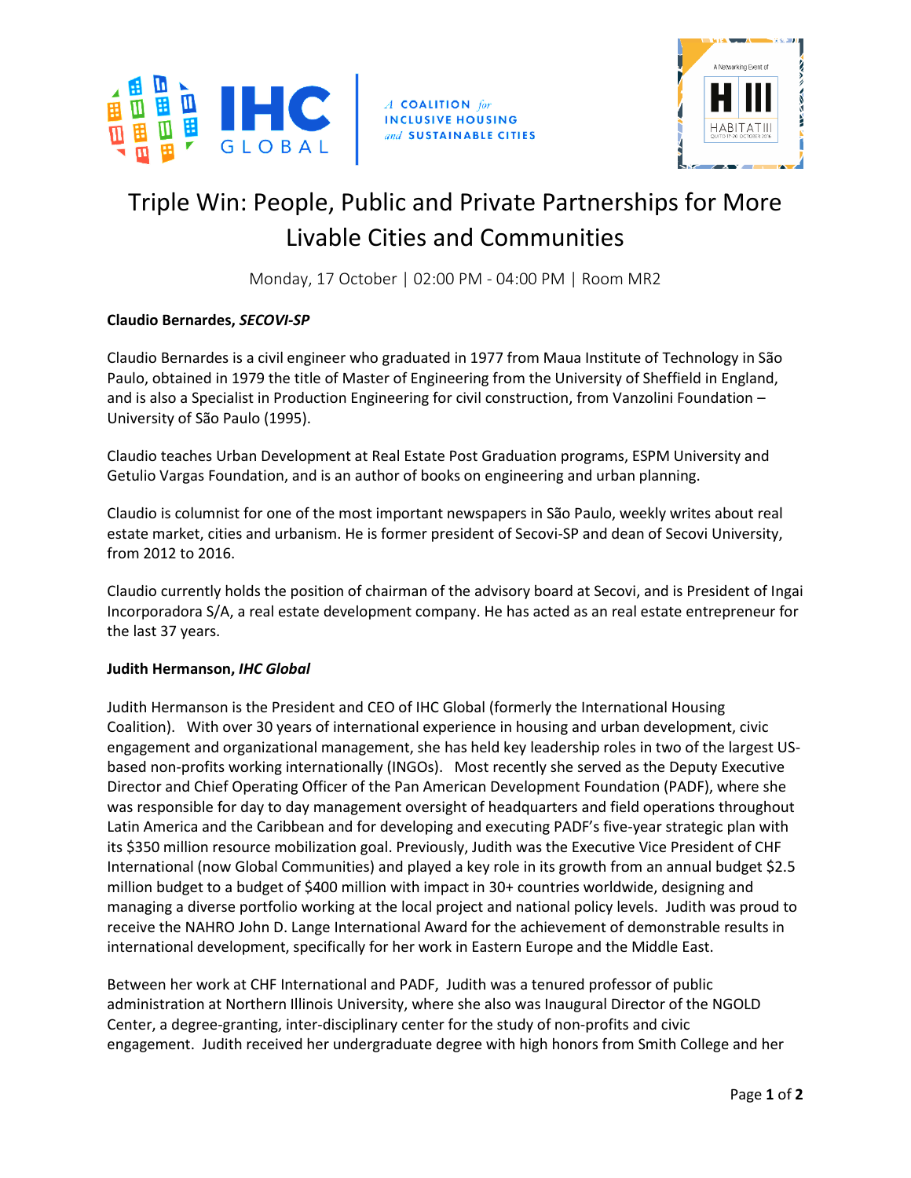# Triple Win: People, Public and Private Partnerships for More Livable Cities and Communities

Monday, 17 October | 02:00 PM - 04:00 PM | Room MR2

**Claudio Bernardes, *SECOVI-SP***

Claudio Bernardes is a civil engineer who graduated in 1977 from Maua Institute of Technology in São Paulo, obtained in 1979 the title of Master of Engineering from the University of Sheffield in England, and is also a Specialist in Production Engineering for civil construction, from Vanzolini Foundation – University of São Paulo (1995).

Claudio teaches Urban Development at Real Estate Post Graduation programs, ESPM University and Getulio Vargas Foundation, and is an author of books on engineering and urban planning.

Claudio is columnist for one of the most important newspapers in São Paulo, weekly writes about real estate market, cities and urbanism. He is former president of Secovi-SP and dean of Secovi University, from 2012 to 2016.

Claudio currently holds the position of chairman of the advisory board at Secovi, and is President of Ingai Incorporadora S/A, a real estate development company. He has acted as an real estate entrepreneur for the last 37 years.

**Judith Hermanson, *IHC Global***

Judith Hermanson is the President and CEO of IHC Global (formerly the International Housing Coalition). With over 30 years of international experience in housing and urban development, civic engagement and organizational management, she has held key leadership roles in two of the largest US-based non-profits working internationally (INGOs). Most recently she served as the Deputy Executive Director and Chief Operating Officer of the Pan American Development Foundation (PADF), where she was responsible for day to day management oversight of headquarters and field operations throughout Latin America and the Caribbean and for developing and executing PADF's five-year strategic plan with its $350 million resource mobilization goal. Previously, Judith was the Executive Vice President of CHF International (now Global Communities) and played a key role in its growth from an annual budget $2.5 million budget to a budget of $400 million with impact in 30+ countries worldwide, designing and managing a diverse portfolio working at the local project and national policy levels. Judith was proud to receive the NAHRO John D. Lange International Award for the achievement of demonstrable results in international development, specifically for her work in Eastern Europe and the Middle East.

Between her work at CHF International and PADF, Judith was a tenured professor of public administration at Northern Illinois University, where she also was Inaugural Director of the NGOLD Center, a degree-granting, inter-disciplinary center for the study of non-profits and civic engagement. Judith received her undergraduate degree with high honors from Smith College and her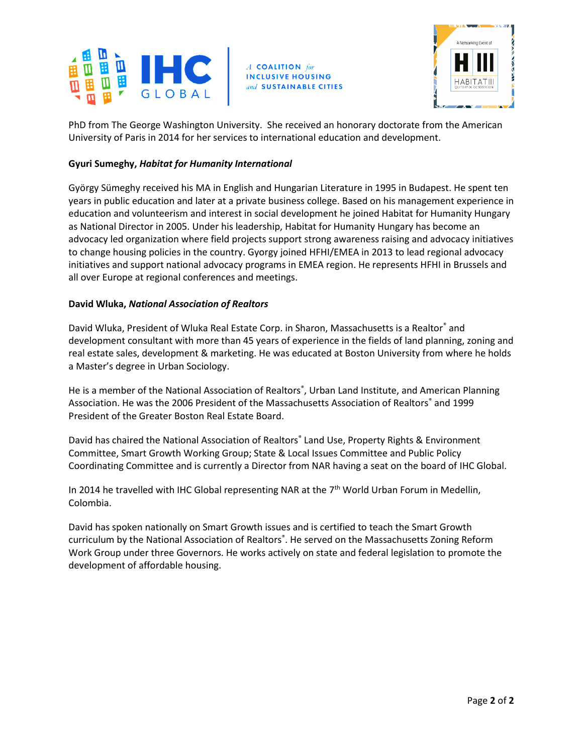PhD from The George Washington University. She received an honorary doctorate from the American University of Paris in 2014 for her services to international education and development.

**Gyuri Sumeghy, *Habitat for Humanity International***

György Sümeghy received his MA in English and Hungarian Literature in 1995 in Budapest. He spent ten years in public education and later at a private business college. Based on his management experience in education and volunteerism and interest in social development he joined Habitat for Humanity Hungary as National Director in 2005. Under his leadership, Habitat for Humanity Hungary has become an advocacy led organization where field projects support strong awareness raising and advocacy initiatives to change housing policies in the country. Gyorgy joined HFHI/EMEA in 2013 to lead regional advocacy initiatives and support national advocacy programs in EMEA region. He represents HFHI in Brussels and all over Europe at regional conferences and meetings.

**David Wluka, *National Association of Realtors***

David Wluka, President of Wluka Real Estate Corp. in Sharon, Massachusetts is a Realtor® and development consultant with more than 45 years of experience in the fields of land planning, zoning and real estate sales, development & marketing. He was educated at Boston University from where he holds a Master's degree in Urban Sociology.

He is a member of the National Association of Realtors®, Urban Land Institute, and American Planning Association. He was the 2006 President of the Massachusetts Association of Realtors® and 1999 President of the Greater Boston Real Estate Board.

David has chaired the National Association of Realtors® Land Use, Property Rights & Environment Committee, Smart Growth Working Group; State & Local Issues Committee and Public Policy Coordinating Committee and is currently a Director from NAR having a seat on the board of IHC Global.

In 2014 he travelled with IHC Global representing NAR at the 7th World Urban Forum in Medellin, Colombia.

David has spoken nationally on Smart Growth issues and is certified to teach the Smart Growth curriculum by the National Association of Realtors®. He served on the Massachusetts Zoning Reform Work Group under three Governors. He works actively on state and federal legislation to promote the development of affordable housing.